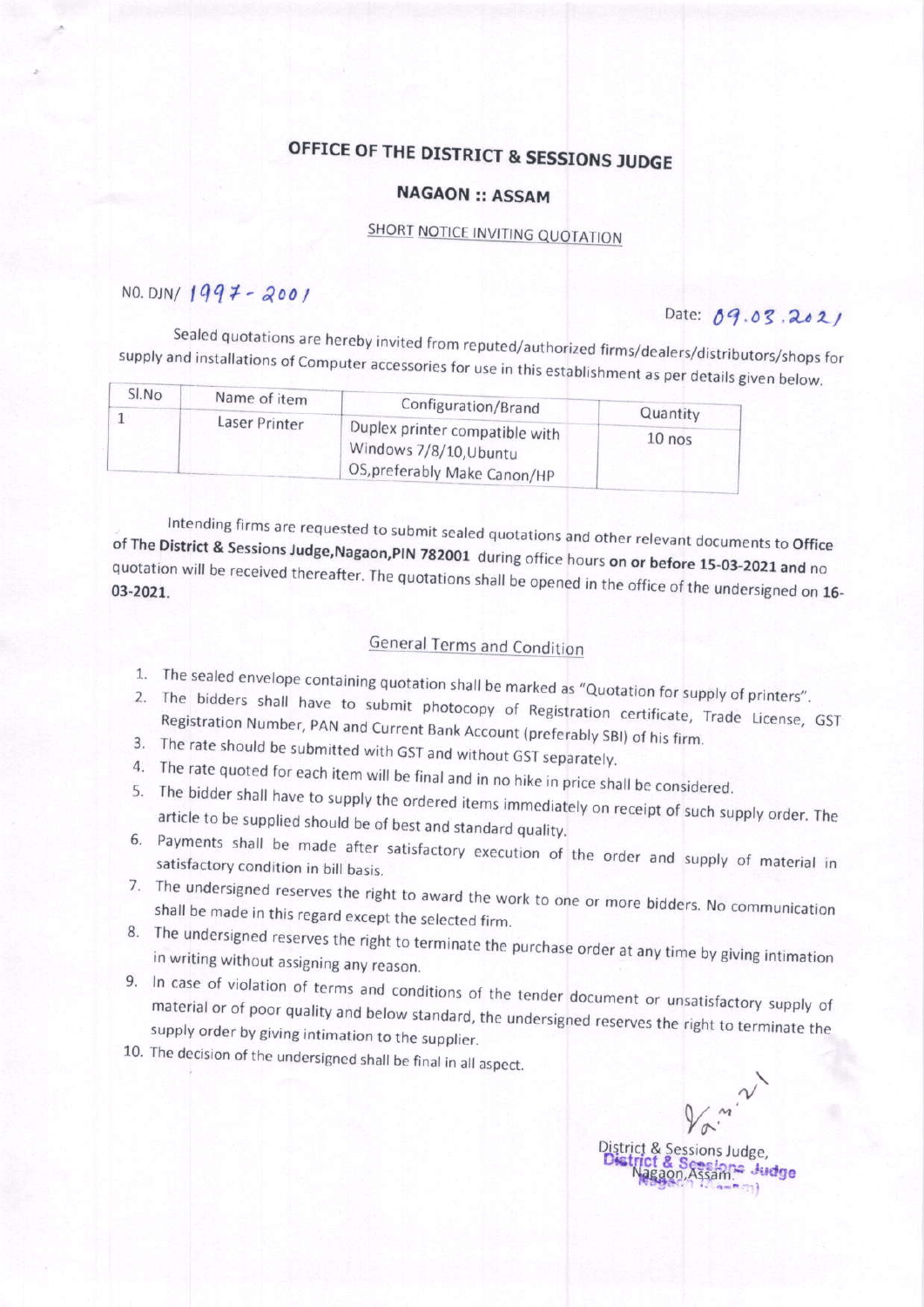# OFFICE OF THE DISTRICT & SESSIONS JUDGE

## NAGAON :: ASSAM

### SHORT NOTICE INVITING QUOTATION

NO. DJN/ 1997 - 2001

Date: 09.03.2021

Sealed quotations are hereby invited from reputed/authorized firms/dealers/distributors/shops for supply and installations of Computer accessories for use in this establishment as per details given below.

| Sl.No | Name of item | Configuration/Brand | Quantity |
|---|---|---|---|
| 1 | Laser Printer | Duplex printer compatible with Windows 7/8/10,Ubuntu OS,preferably Make Canon/HP | 10 nos |

Intending firms are requested to submit sealed quotations and other relevant documents to **Office of The District & Sessions Judge,Nagaon,PIN 782001** during office hours **on or before 15-03-2021 and** no quotation will be received thereafter. The quotations shall be opened in the office of the undersigned on **16-03-2021.**

### General Terms and Condition

1. The sealed envelope containing quotation shall be marked as "Quotation for supply of printers".
2. The bidders shall have to submit photocopy of Registration certificate, Trade License, GST Registration Number, PAN and Current Bank Account (preferably SBI) of his firm.
3. The rate should be submitted with GST and without GST separately.
4. The rate quoted for each item will be final and in no hike in price shall be considered.
5. The bidder shall have to supply the ordered items immediately on receipt of such supply order. The article to be supplied should be of best and standard quality.
6. Payments shall be made after satisfactory execution of the order and supply of material in satisfactory condition in bill basis.
7. The undersigned reserves the right to award the work to one or more bidders. No communication shall be made in this regard except the selected firm.
8. The undersigned reserves the right to terminate the purchase order at any time by giving intimation in writing without assigning any reason.
9. In case of violation of terms and conditions of the tender document or unsatisfactory supply of material or of poor quality and below standard, the undersigned reserves the right to terminate the supply order by giving intimation to the supplier.
10. The decision of the undersigned shall be final in all aspect.

District & Sessions Judge,
Nagaon,Assam.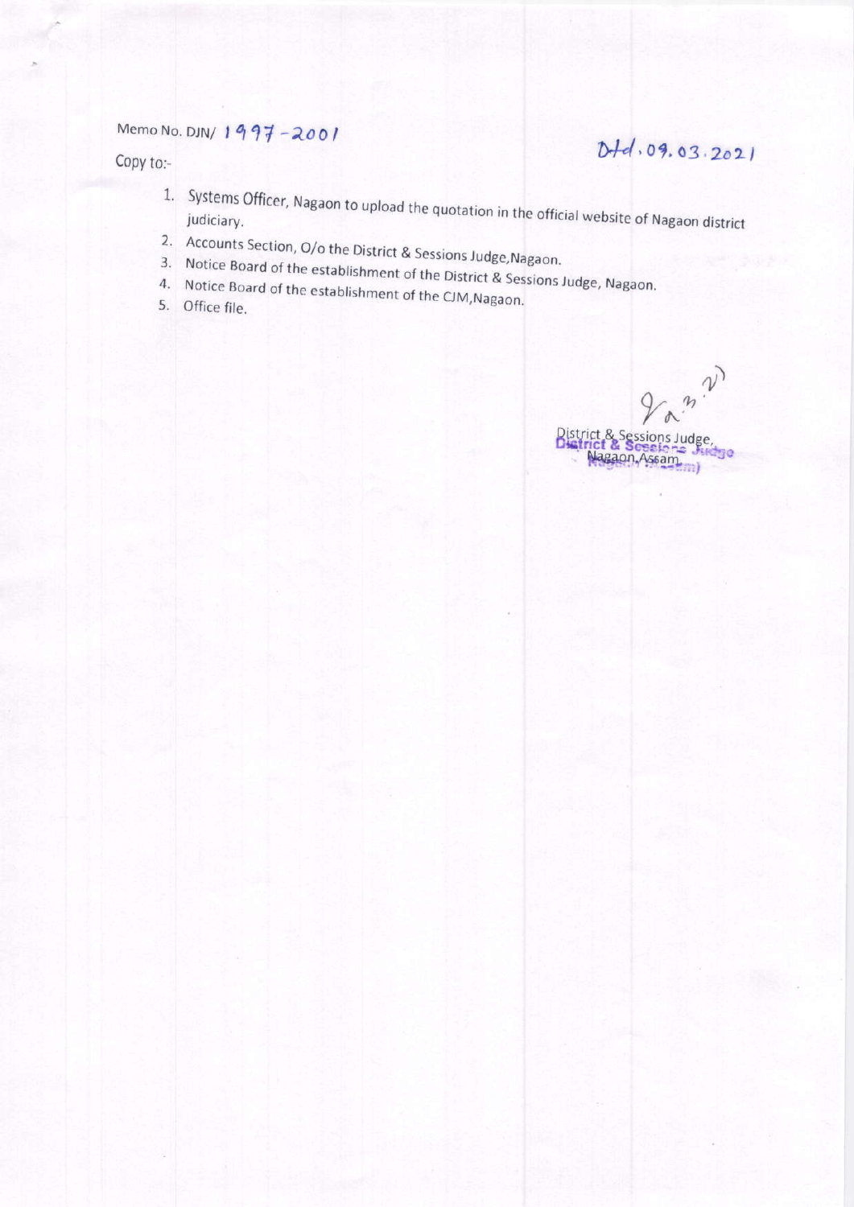Memo No. DJN/ 1997-2001

Dtd. 09.03.2021

Copy to:-

1. Systems Officer, Nagaon to upload the quotation in the official website of Nagaon district judiciary.
2. Accounts Section, O/o the District & Sessions Judge, Nagaon.
3. Notice Board of the establishment of the District & Sessions Judge, Nagaon.
4. Notice Board of the establishment of the CJM, Nagaon.
5. Office file.

District & Sessions Judge,
Nagaon, Assam